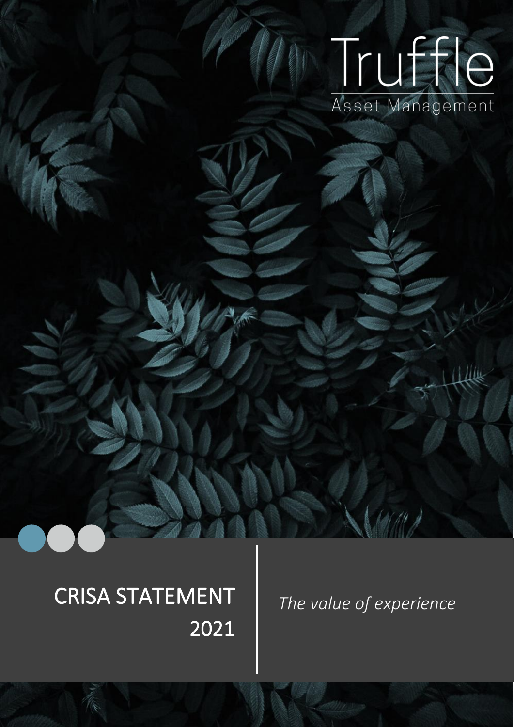Truffle

Asset Management

# CRISA STATEMENT 2021

*The value of experience*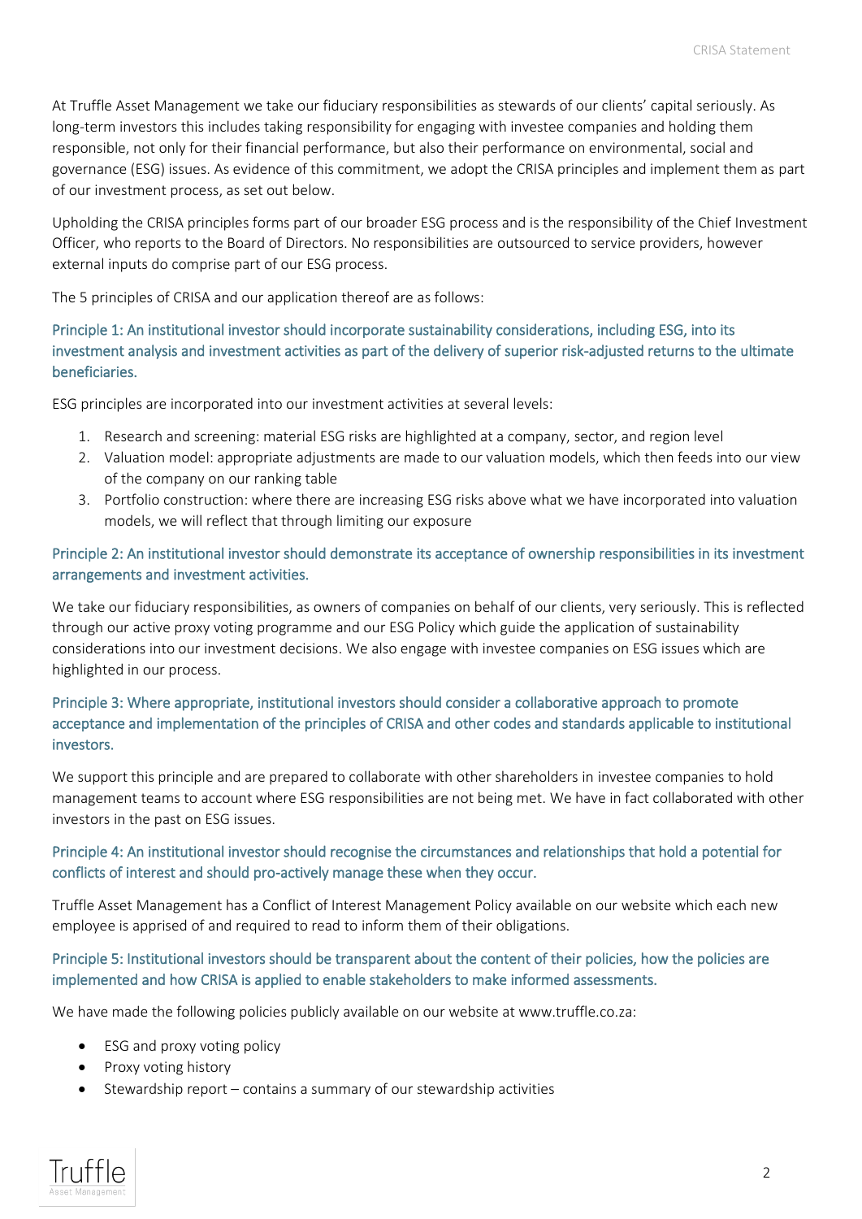At Truffle Asset Management we take our fiduciary responsibilities as stewards of our clients' capital seriously. As long-term investors this includes taking responsibility for engaging with investee companies and holding them responsible, not only for their financial performance, but also their performance on environmental, social and governance (ESG) issues. As evidence of this commitment, we adopt the CRISA principles and implement them as part of our investment process, as set out below.

Upholding the CRISA principles forms part of our broader ESG process and is the responsibility of the Chief Investment Officer, who reports to the Board of Directors. No responsibilities are outsourced to service providers, however external inputs do comprise part of our ESG process.

The 5 principles of CRISA and our application thereof are as follows:

### Principle 1: An institutional investor should incorporate sustainability considerations, including ESG, into its investment analysis and investment activities as part of the delivery of superior risk-adjusted returns to the ultimate beneficiaries.

ESG principles are incorporated into our investment activities at several levels:

1. Research and screening: material ESG risks are highlighted at a company, sector, and region level
2. Valuation model: appropriate adjustments are made to our valuation models, which then feeds into our view of the company on our ranking table
3. Portfolio construction: where there are increasing ESG risks above what we have incorporated into valuation models, we will reflect that through limiting our exposure

### Principle 2: An institutional investor should demonstrate its acceptance of ownership responsibilities in its investment arrangements and investment activities.

We take our fiduciary responsibilities, as owners of companies on behalf of our clients, very seriously. This is reflected through our active proxy voting programme and our ESG Policy which guide the application of sustainability considerations into our investment decisions. We also engage with investee companies on ESG issues which are highlighted in our process.

### Principle 3: Where appropriate, institutional investors should consider a collaborative approach to promote acceptance and implementation of the principles of CRISA and other codes and standards applicable to institutional investors.

We support this principle and are prepared to collaborate with other shareholders in investee companies to hold management teams to account where ESG responsibilities are not being met. We have in fact collaborated with other investors in the past on ESG issues.

### Principle 4: An institutional investor should recognise the circumstances and relationships that hold a potential for conflicts of interest and should pro-actively manage these when they occur.

Truffle Asset Management has a Conflict of Interest Management Policy available on our website which each new employee is apprised of and required to read to inform them of their obligations.

### Principle 5: Institutional investors should be transparent about the content of their policies, how the policies are implemented and how CRISA is applied to enable stakeholders to make informed assessments.

We have made the following policies publicly available on our website at www.truffle.co.za:

- ESG and proxy voting policy
- Proxy voting history
- Stewardship report – contains a summary of our stewardship activities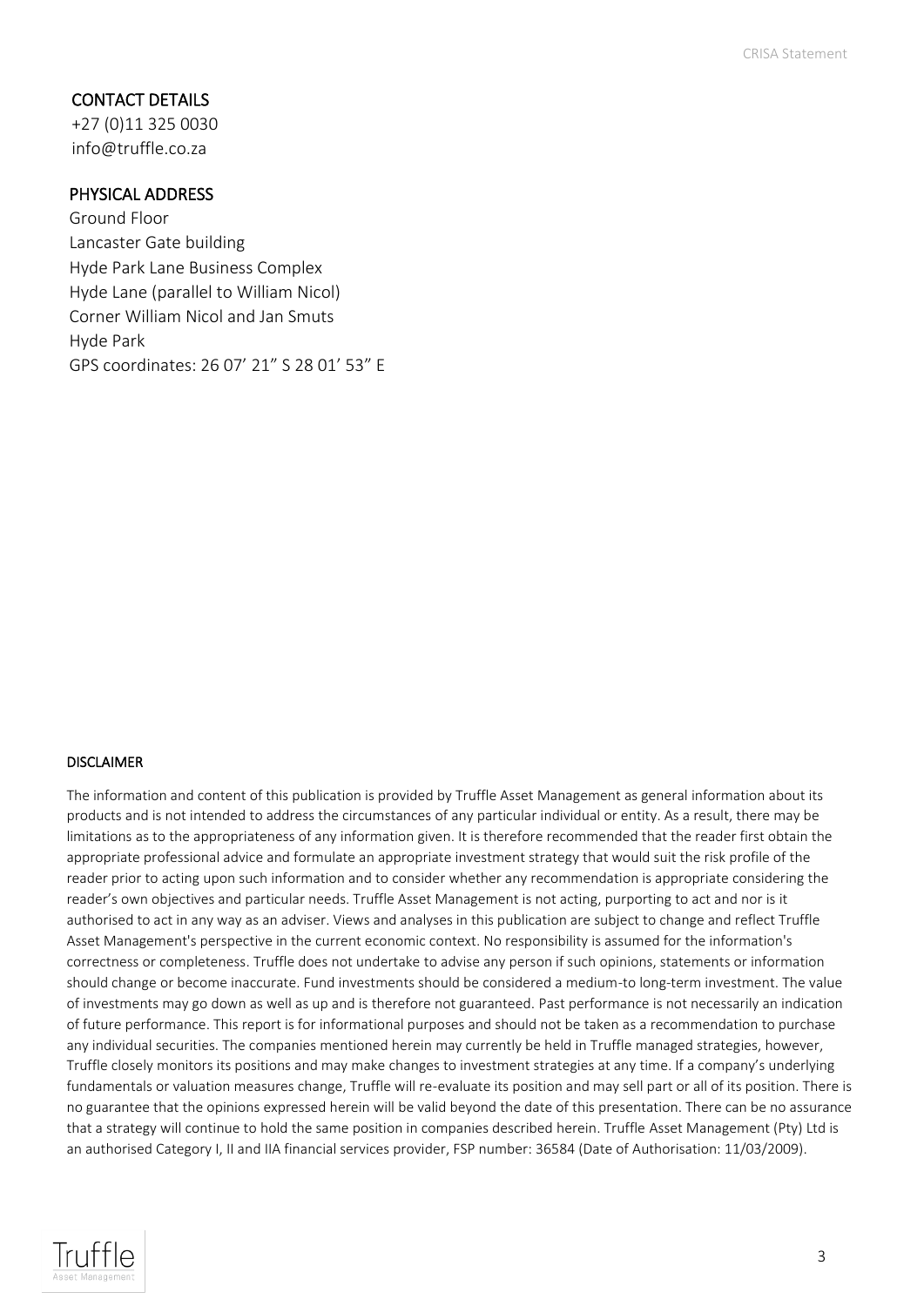## CONTACT DETAILS

+27 (0)11 325 0030
info@truffle.co.za

## PHYSICAL ADDRESS

Ground Floor
Lancaster Gate building
Hyde Park Lane Business Complex
Hyde Lane (parallel to William Nicol)
Corner William Nicol and Jan Smuts
Hyde Park
GPS coordinates: 26 07' 21" S 28 01' 53" E

### DISCLAIMER

The information and content of this publication is provided by Truffle Asset Management as general information about its products and is not intended to address the circumstances of any particular individual or entity. As a result, there may be limitations as to the appropriateness of any information given. It is therefore recommended that the reader first obtain the appropriate professional advice and formulate an appropriate investment strategy that would suit the risk profile of the reader prior to acting upon such information and to consider whether any recommendation is appropriate considering the reader's own objectives and particular needs. Truffle Asset Management is not acting, purporting to act and nor is it authorised to act in any way as an adviser. Views and analyses in this publication are subject to change and reflect Truffle Asset Management's perspective in the current economic context. No responsibility is assumed for the information's correctness or completeness. Truffle does not undertake to advise any person if such opinions, statements or information should change or become inaccurate. Fund investments should be considered a medium-to long-term investment. The value of investments may go down as well as up and is therefore not guaranteed. Past performance is not necessarily an indication of future performance. This report is for informational purposes and should not be taken as a recommendation to purchase any individual securities. The companies mentioned herein may currently be held in Truffle managed strategies, however, Truffle closely monitors its positions and may make changes to investment strategies at any time. If a company's underlying fundamentals or valuation measures change, Truffle will re-evaluate its position and may sell part or all of its position. There is no guarantee that the opinions expressed herein will be valid beyond the date of this presentation. There can be no assurance that a strategy will continue to hold the same position in companies described herein. Truffle Asset Management (Pty) Ltd is an authorised Category I, II and IIA financial services provider, FSP number: 36584 (Date of Authorisation: 11/03/2009).